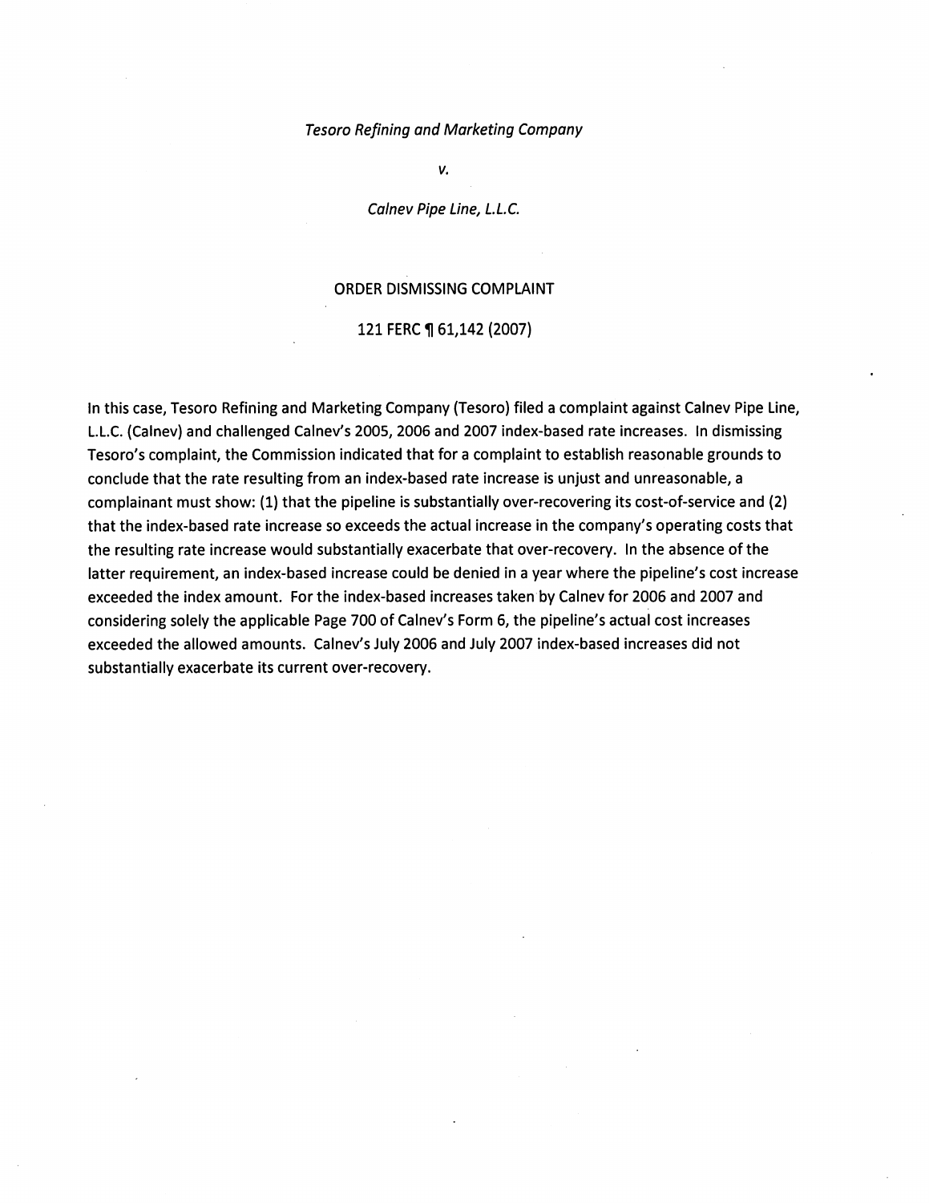*Tesoro Refining and Marketing Company*

*v.*

*Calnev Pipe Line, L.L.C.*

ORDER DISMISSING COMPLAINT

121 FERC ¶ 61,142 (2007)

In this case, Tesoro Refining and Marketing Company (Tesoro) filed a complaint against Calnev Pipe Line, L.L.C. (Calnev) and challenged Calnev's 2005, 2006 and 2007 index-based rate increases. In dismissing Tesoro's complaint, the Commission indicated that for a complaint to establish reasonable grounds to conclude that the rate resulting from an index-based rate increase is unjust and unreasonable, a complainant must show: (1) that the pipeline is substantially over-recovering its cost-of-service and (2) that the index-based rate increase so exceeds the actual increase in the company's operating costs that the resulting rate increase would substantially exacerbate that over-recovery. In the absence of the latter requirement, an index-based increase could be denied in a year where the pipeline's cost increase exceeded the index amount. For the index-based increases taken by Calnev for 2006 and 2007 and considering solely the applicable Page 700 of Calnev's Form 6, the pipeline's actual cost increases exceeded the allowed amounts. Calnev's July 2006 and July 2007 index-based increases did not substantially exacerbate its current over-recovery.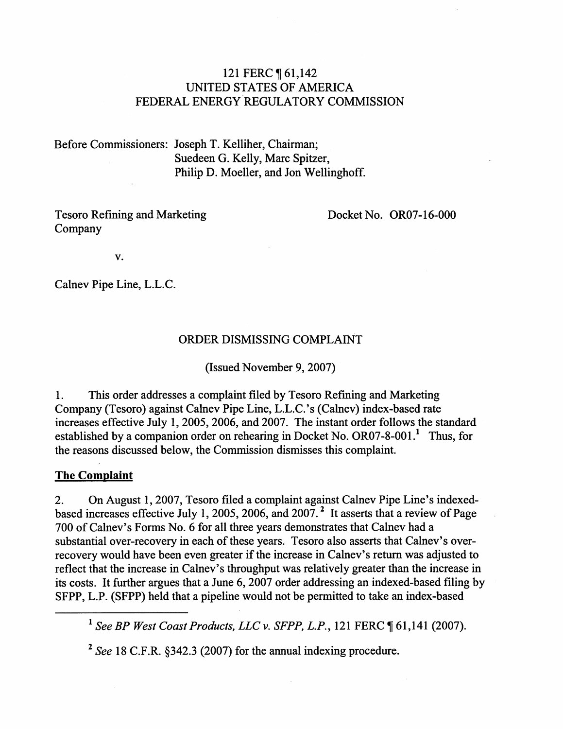121 FERC ¶ 61,142
UNITED STATES OF AMERICA
FEDERAL ENERGY REGULATORY COMMISSION

Before Commissioners: Joseph T. Kelliher, Chairman;
Suedeen G. Kelly, Marc Spitzer,
Philip D. Moeller, and Jon Wellinghoff.

Tesoro Refining and Marketing Company

v.

Calnev Pipe Line, L.L.C.

Docket No. OR07-16-000

ORDER DISMISSING COMPLAINT

(Issued November 9, 2007)

1. This order addresses a complaint filed by Tesoro Refining and Marketing Company (Tesoro) against Calnev Pipe Line, L.L.C.'s (Calnev) index-based rate increases effective July 1, 2005, 2006, and 2007. The instant order follows the standard established by a companion order on rehearing in Docket No. OR07-8-001.[1] Thus, for the reasons discussed below, the Commission dismisses this complaint.

## The Complaint

2. On August 1, 2007, Tesoro filed a complaint against Calnev Pipe Line's indexed-based increases effective July 1, 2005, 2006, and 2007.[2] It asserts that a review of Page 700 of Calnev's Forms No. 6 for all three years demonstrates that Calnev had a substantial over-recovery in each of these years. Tesoro also asserts that Calnev's over-recovery would have been even greater if the increase in Calnev's return was adjusted to reflect that the increase in Calnev's throughput was relatively greater than the increase in its costs. It further argues that a June 6, 2007 order addressing an indexed-based filing by SFPP, L.P. (SFPP) held that a pipeline would not be permitted to take an index-based

---

[1] *See BP West Coast Products, LLC v. SFPP, L.P.*, 121 FERC ¶ 61,141 (2007).

[2] *See* 18 C.F.R. §342.3 (2007) for the annual indexing procedure.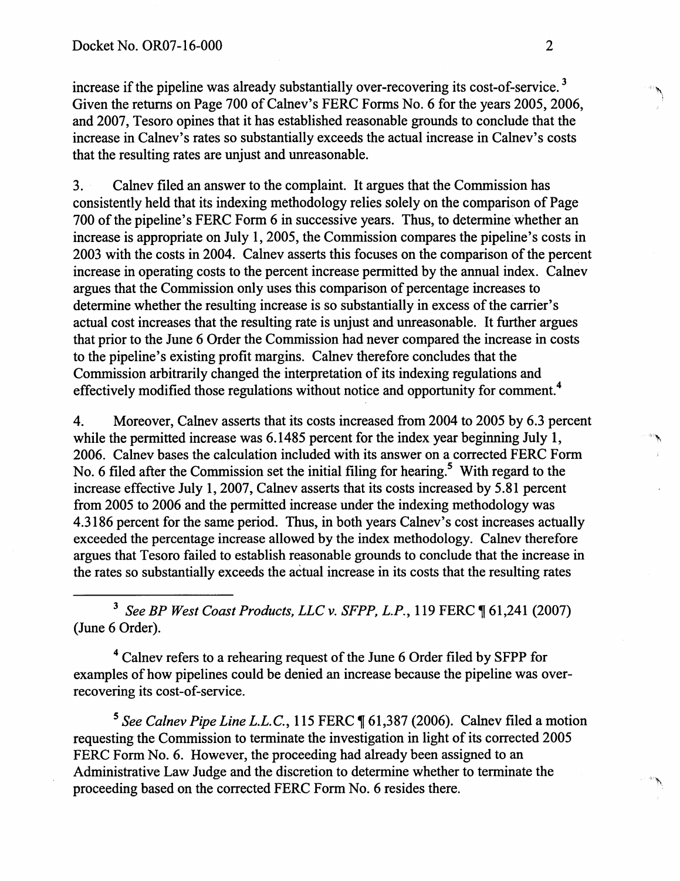increase if the pipeline was already substantially over-recovering its cost-of-service.[3] Given the returns on Page 700 of Calnev's FERC Forms No. 6 for the years 2005, 2006, and 2007, Tesoro opines that it has established reasonable grounds to conclude that the increase in Calnev's rates so substantially exceeds the actual increase in Calnev's costs that the resulting rates are unjust and unreasonable.

3. Calnev filed an answer to the complaint. It argues that the Commission has consistently held that its indexing methodology relies solely on the comparison of Page 700 of the pipeline's FERC Form 6 in successive years. Thus, to determine whether an increase is appropriate on July 1, 2005, the Commission compares the pipeline's costs in 2003 with the costs in 2004. Calnev asserts this focuses on the comparison of the percent increase in operating costs to the percent increase permitted by the annual index. Calnev argues that the Commission only uses this comparison of percentage increases to determine whether the resulting increase is so substantially in excess of the carrier's actual cost increases that the resulting rate is unjust and unreasonable. It further argues that prior to the June 6 Order the Commission had never compared the increase in costs to the pipeline's existing profit margins. Calnev therefore concludes that the Commission arbitrarily changed the interpretation of its indexing regulations and effectively modified those regulations without notice and opportunity for comment.[4]

4. Moreover, Calnev asserts that its costs increased from 2004 to 2005 by 6.3 percent while the permitted increase was 6.1485 percent for the index year beginning July 1, 2006. Calnev bases the calculation included with its answer on a corrected FERC Form No. 6 filed after the Commission set the initial filing for hearing.[5] With regard to the increase effective July 1, 2007, Calnev asserts that its costs increased by 5.81 percent from 2005 to 2006 and the permitted increase under the indexing methodology was 4.3186 percent for the same period. Thus, in both years Calnev's cost increases actually exceeded the percentage increase allowed by the index methodology. Calnev therefore argues that Tesoro failed to establish reasonable grounds to conclude that the increase in the rates so substantially exceeds the actual increase in its costs that the resulting rates

---

[3] *See BP West Coast Products, LLC v. SFPP, L.P.*, 119 FERC ¶ 61,241 (2007) (June 6 Order).

[4] Calnev refers to a rehearing request of the June 6 Order filed by SFPP for examples of how pipelines could be denied an increase because the pipeline was over-recovering its cost-of-service.

[5] *See Calnev Pipe Line L.L.C.*, 115 FERC ¶ 61,387 (2006). Calnev filed a motion requesting the Commission to terminate the investigation in light of its corrected 2005 FERC Form No. 6. However, the proceeding had already been assigned to an Administrative Law Judge and the discretion to determine whether to terminate the proceeding based on the corrected FERC Form No. 6 resides there.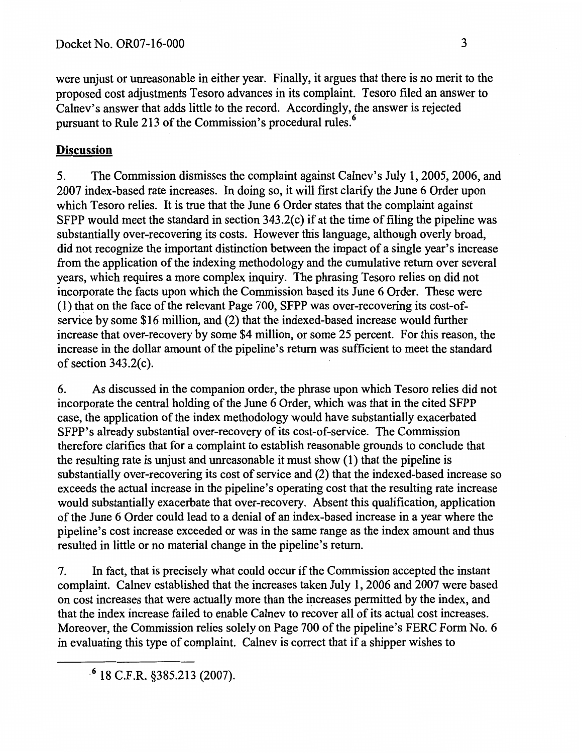were unjust or unreasonable in either year. Finally, it argues that there is no merit to the proposed cost adjustments Tesoro advances in its complaint. Tesoro filed an answer to Calnev's answer that adds little to the record. Accordingly, the answer is rejected pursuant to Rule 213 of the Commission's procedural rules.[6]

## Discussion

5. The Commission dismisses the complaint against Calnev's July 1, 2005, 2006, and 2007 index-based rate increases. In doing so, it will first clarify the June 6 Order upon which Tesoro relies. It is true that the June 6 Order states that the complaint against SFPP would meet the standard in section 343.2(c) if at the time of filing the pipeline was substantially over-recovering its costs. However this language, although overly broad, did not recognize the important distinction between the impact of a single year's increase from the application of the indexing methodology and the cumulative return over several years, which requires a more complex inquiry. The phrasing Tesoro relies on did not incorporate the facts upon which the Commission based its June 6 Order. These were (1) that on the face of the relevant Page 700, SFPP was over-recovering its cost-of-service by some $16 million, and (2) that the indexed-based increase would further increase that over-recovery by some $4 million, or some 25 percent. For this reason, the increase in the dollar amount of the pipeline's return was sufficient to meet the standard of section 343.2(c).

6. As discussed in the companion order, the phrase upon which Tesoro relies did not incorporate the central holding of the June 6 Order, which was that in the cited SFPP case, the application of the index methodology would have substantially exacerbated SFPP's already substantial over-recovery of its cost-of-service. The Commission therefore clarifies that for a complaint to establish reasonable grounds to conclude that the resulting rate is unjust and unreasonable it must show (1) that the pipeline is substantially over-recovering its cost of service and (2) that the indexed-based increase so exceeds the actual increase in the pipeline's operating cost that the resulting rate increase would substantially exacerbate that over-recovery. Absent this qualification, application of the June 6 Order could lead to a denial of an index-based increase in a year where the pipeline's cost increase exceeded or was in the same range as the index amount and thus resulted in little or no material change in the pipeline's return.

7. In fact, that is precisely what could occur if the Commission accepted the instant complaint. Calnev established that the increases taken July 1, 2006 and 2007 were based on cost increases that were actually more than the increases permitted by the index, and that the index increase failed to enable Calnev to recover all of its actual cost increases. Moreover, the Commission relies solely on Page 700 of the pipeline's FERC Form No. 6 in evaluating this type of complaint. Calnev is correct that if a shipper wishes to

---

[6] 18 C.F.R. §385.213 (2007).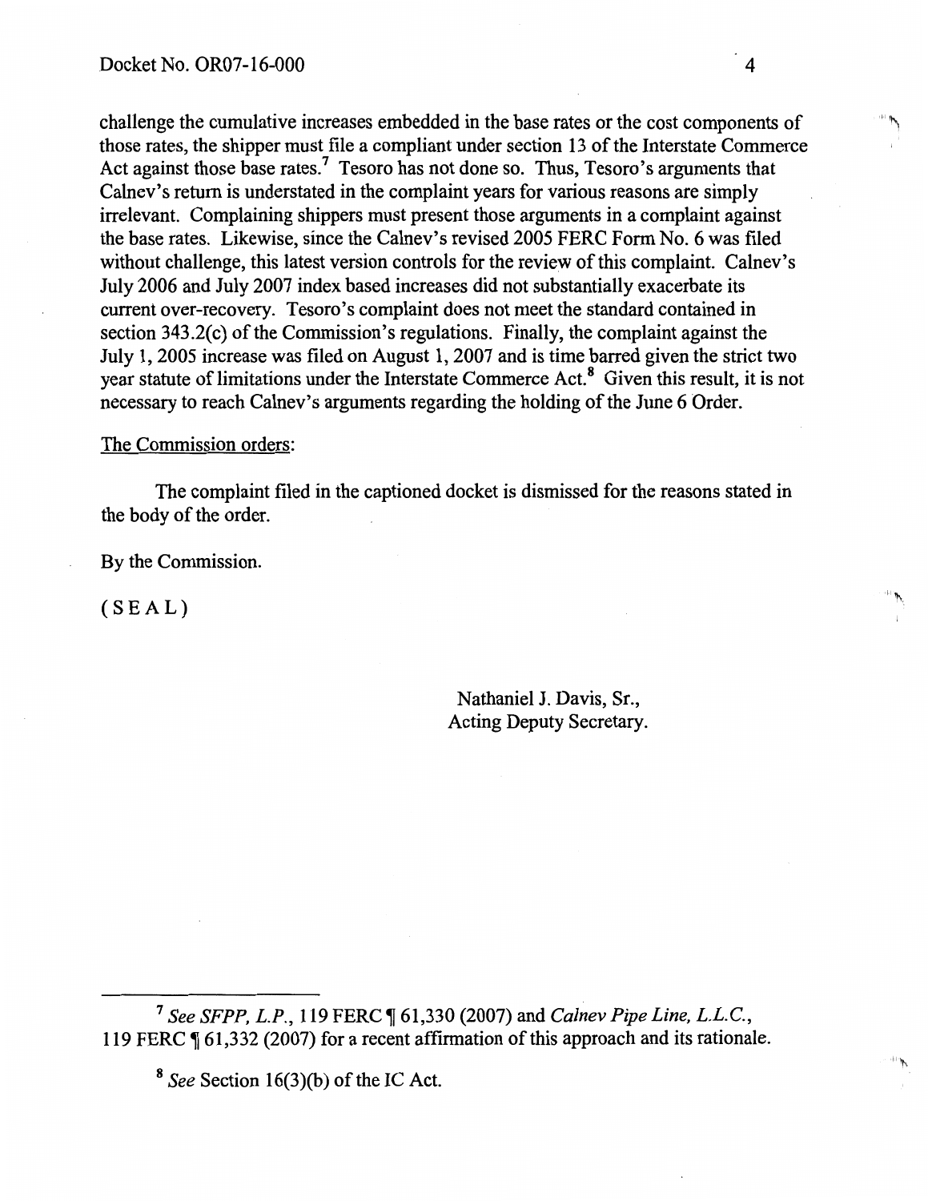challenge the cumulative increases embedded in the base rates or the cost components of those rates, the shipper must file a compliant under section 13 of the Interstate Commerce Act against those base rates.[7] Tesoro has not done so. Thus, Tesoro's arguments that Calnev's return is understated in the complaint years for various reasons are simply irrelevant. Complaining shippers must present those arguments in a complaint against the base rates. Likewise, since the Calnev's revised 2005 FERC Form No. 6 was filed without challenge, this latest version controls for the review of this complaint. Calnev's July 2006 and July 2007 index based increases did not substantially exacerbate its current over-recovery. Tesoro's complaint does not meet the standard contained in section 343.2(c) of the Commission's regulations. Finally, the complaint against the July 1, 2005 increase was filed on August 1, 2007 and is time barred given the strict two year statute of limitations under the Interstate Commerce Act.[8] Given this result, it is not necessary to reach Calnev's arguments regarding the holding of the June 6 Order.

The Commission orders:

The complaint filed in the captioned docket is dismissed for the reasons stated in the body of the order.

By the Commission.

( S E A L )

Nathaniel J. Davis, Sr.,
Acting Deputy Secretary.

---

[7] *See SFPP, L.P.*, 119 FERC ¶ 61,330 (2007) and *Calnev Pipe Line, L.L.C.*, 119 FERC ¶ 61,332 (2007) for a recent affirmation of this approach and its rationale.

[8] *See* Section 16(3)(b) of the IC Act.